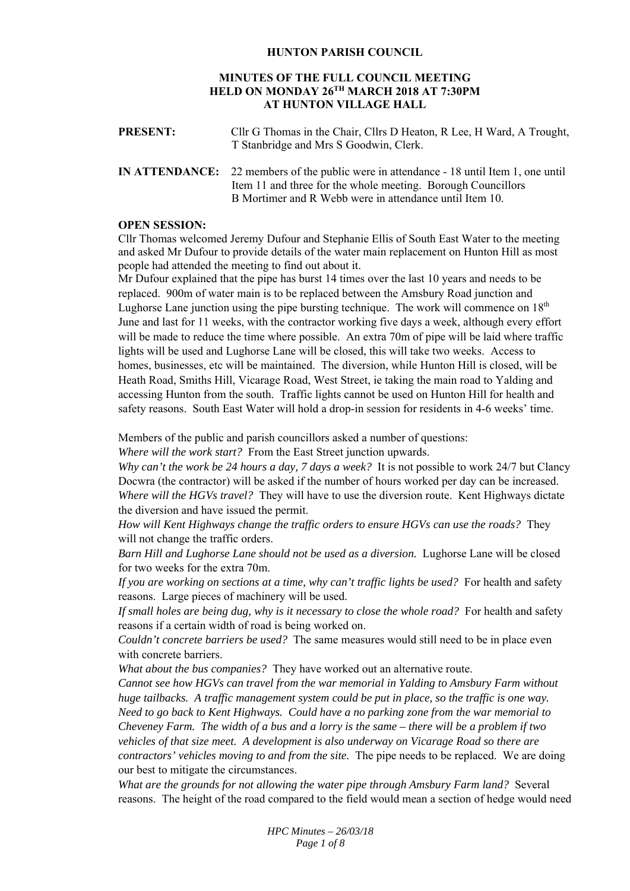**HUNTON PARISH COUNCIL**

**MINUTES OF THE FULL COUNCIL MEETING HELD ON MONDAY 26TH MARCH 2018 AT 7:30PM AT HUNTON VILLAGE HALL**

**PRESENT:** Cllr G Thomas in the Chair, Cllrs D Heaton, R Lee, H Ward, A Trought, T Stanbridge and Mrs S Goodwin, Clerk.

**IN ATTENDANCE:** 22 members of the public were in attendance - 18 until Item 1, one until Item 11 and three for the whole meeting. Borough Councillors B Mortimer and R Webb were in attendance until Item 10.

**OPEN SESSION:**

Cllr Thomas welcomed Jeremy Dufour and Stephanie Ellis of South East Water to the meeting and asked Mr Dufour to provide details of the water main replacement on Hunton Hill as most people had attended the meeting to find out about it.

Mr Dufour explained that the pipe has burst 14 times over the last 10 years and needs to be replaced. 900m of water main is to be replaced between the Amsbury Road junction and Lughorse Lane junction using the pipe bursting technique. The work will commence on 18th June and last for 11 weeks, with the contractor working five days a week, although every effort will be made to reduce the time where possible. An extra 70m of pipe will be laid where traffic lights will be used and Lughorse Lane will be closed, this will take two weeks. Access to homes, businesses, etc will be maintained. The diversion, while Hunton Hill is closed, will be Heath Road, Smiths Hill, Vicarage Road, West Street, ie taking the main road to Yalding and accessing Hunton from the south. Traffic lights cannot be used on Hunton Hill for health and safety reasons. South East Water will hold a drop-in session for residents in 4-6 weeks' time.

Members of the public and parish councillors asked a number of questions:

*Where will the work start?* From the East Street junction upwards.

*Why can't the work be 24 hours a day, 7 days a week?* It is not possible to work 24/7 but Clancy Docwra (the contractor) will be asked if the number of hours worked per day can be increased.

*Where will the HGVs travel?* They will have to use the diversion route. Kent Highways dictate the diversion and have issued the permit.

*How will Kent Highways change the traffic orders to ensure HGVs can use the roads?* They will not change the traffic orders.

*Barn Hill and Lughorse Lane should not be used as a diversion.* Lughorse Lane will be closed for two weeks for the extra 70m.

*If you are working on sections at a time, why can't traffic lights be used?* For health and safety reasons. Large pieces of machinery will be used.

*If small holes are being dug, why is it necessary to close the whole road?* For health and safety reasons if a certain width of road is being worked on.

*Couldn't concrete barriers be used?* The same measures would still need to be in place even with concrete barriers.

*What about the bus companies?* They have worked out an alternative route.

*Cannot see how HGVs can travel from the war memorial in Yalding to Amsbury Farm without huge tailbacks. A traffic management system could be put in place, so the traffic is one way. Need to go back to Kent Highways. Could have a no parking zone from the war memorial to Cheveney Farm. The width of a bus and a lorry is the same – there will be a problem if two vehicles of that size meet. A development is also underway on Vicarage Road so there are contractors' vehicles moving to and from the site.* The pipe needs to be replaced. We are doing our best to mitigate the circumstances.

*What are the grounds for not allowing the water pipe through Amsbury Farm land?* Several reasons. The height of the road compared to the field would mean a section of hedge would need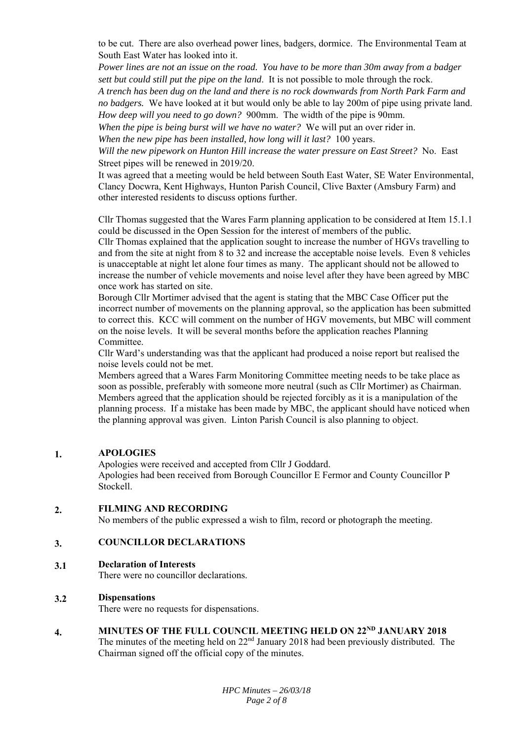to be cut. There are also overhead power lines, badgers, dormice. The Environmental Team at South East Water has looked into it.

*Power lines are not an issue on the road. You have to be more than 30m away from a badger sett but could still put the pipe on the land.* It is not possible to mole through the rock.

*A trench has been dug on the land and there is no rock downwards from North Park Farm and no badgers.* We have looked at it but would only be able to lay 200m of pipe using private land.

*How deep will you need to go down?* 900mm. The width of the pipe is 90mm.

*When the pipe is being burst will we have no water?* We will put an over rider in.

*When the new pipe has been installed, how long will it last?* 100 years.

*Will the new pipework on Hunton Hill increase the water pressure on East Street?* No. East Street pipes will be renewed in 2019/20.

It was agreed that a meeting would be held between South East Water, SE Water Environmental, Clancy Docwra, Kent Highways, Hunton Parish Council, Clive Baxter (Amsbury Farm) and other interested residents to discuss options further.

Cllr Thomas suggested that the Wares Farm planning application to be considered at Item 15.1.1 could be discussed in the Open Session for the interest of members of the public.

Cllr Thomas explained that the application sought to increase the number of HGVs travelling to and from the site at night from 8 to 32 and increase the acceptable noise levels. Even 8 vehicles is unacceptable at night let alone four times as many. The applicant should not be allowed to increase the number of vehicle movements and noise level after they have been agreed by MBC once work has started on site.

Borough Cllr Mortimer advised that the agent is stating that the MBC Case Officer put the incorrect number of movements on the planning approval, so the application has been submitted to correct this. KCC will comment on the number of HGV movements, but MBC will comment on the noise levels. It will be several months before the application reaches Planning Committee.

Cllr Ward's understanding was that the applicant had produced a noise report but realised the noise levels could not be met.

Members agreed that a Wares Farm Monitoring Committee meeting needs to be take place as soon as possible, preferably with someone more neutral (such as Cllr Mortimer) as Chairman. Members agreed that the application should be rejected forcibly as it is a manipulation of the planning process. If a mistake has been made by MBC, the applicant should have noticed when the planning approval was given. Linton Parish Council is also planning to object.

## 1. APOLOGIES

Apologies were received and accepted from Cllr J Goddard.
Apologies had been received from Borough Councillor E Fermor and County Councillor P Stockell.

## 2. FILMING AND RECORDING

No members of the public expressed a wish to film, record or photograph the meeting.

## 3. COUNCILLOR DECLARATIONS

### 3.1 Declaration of Interests

There were no councillor declarations.

### 3.2 Dispensations

There were no requests for dispensations.

## 4. MINUTES OF THE FULL COUNCIL MEETING HELD ON 22ND JANUARY 2018

The minutes of the meeting held on 22nd January 2018 had been previously distributed. The Chairman signed off the official copy of the minutes.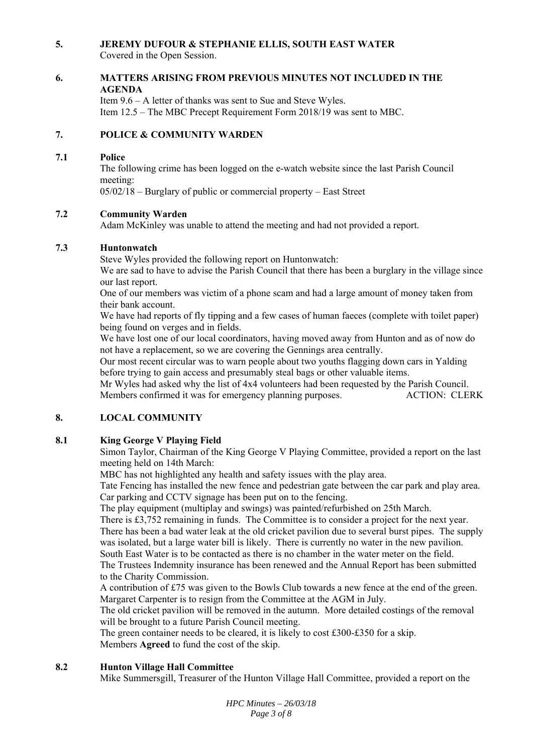**5. JEREMY DUFOUR & STEPHANIE ELLIS, SOUTH EAST WATER**

Covered in the Open Session.

**6. MATTERS ARISING FROM PREVIOUS MINUTES NOT INCLUDED IN THE AGENDA**

Item 9.6 – A letter of thanks was sent to Sue and Steve Wyles.
Item 12.5 – The MBC Precept Requirement Form 2018/19 was sent to MBC.

**7. POLICE & COMMUNITY WARDEN**

**7.1 Police**

The following crime has been logged on the e-watch website since the last Parish Council meeting:
05/02/18 – Burglary of public or commercial property – East Street

**7.2 Community Warden**

Adam McKinley was unable to attend the meeting and had not provided a report.

**7.3 Huntonwatch**

Steve Wyles provided the following report on Huntonwatch:
We are sad to have to advise the Parish Council that there has been a burglary in the village since our last report.
One of our members was victim of a phone scam and had a large amount of money taken from their bank account.
We have had reports of fly tipping and a few cases of human faeces (complete with toilet paper) being found on verges and in fields.
We have lost one of our local coordinators, having moved away from Hunton and as of now do not have a replacement, so we are covering the Gennings area centrally.
Our most recent circular was to warn people about two youths flagging down cars in Yalding before trying to gain access and presumably steal bags or other valuable items.
Mr Wyles had asked why the list of 4x4 volunteers had been requested by the Parish Council. Members confirmed it was for emergency planning purposes. ACTION: CLERK

**8. LOCAL COMMUNITY**

**8.1 King George V Playing Field**

Simon Taylor, Chairman of the King George V Playing Committee, provided a report on the last meeting held on 14th March:
MBC has not highlighted any health and safety issues with the play area.
Tate Fencing has installed the new fence and pedestrian gate between the car park and play area. Car parking and CCTV signage has been put on to the fencing.
The play equipment (multiplay and swings) was painted/refurbished on 25th March.
There is £3,752 remaining in funds. The Committee is to consider a project for the next year.
There has been a bad water leak at the old cricket pavilion due to several burst pipes. The supply was isolated, but a large water bill is likely. There is currently no water in the new pavilion. South East Water is to be contacted as there is no chamber in the water meter on the field.
The Trustees Indemnity insurance has been renewed and the Annual Report has been submitted to the Charity Commission.
A contribution of £75 was given to the Bowls Club towards a new fence at the end of the green.
Margaret Carpenter is to resign from the Committee at the AGM in July.
The old cricket pavilion will be removed in the autumn. More detailed costings of the removal will be brought to a future Parish Council meeting.
The green container needs to be cleared, it is likely to cost £300-£350 for a skip.
Members **Agreed** to fund the cost of the skip.

**8.2 Hunton Village Hall Committee**

Mike Summersgill, Treasurer of the Hunton Village Hall Committee, provided a report on the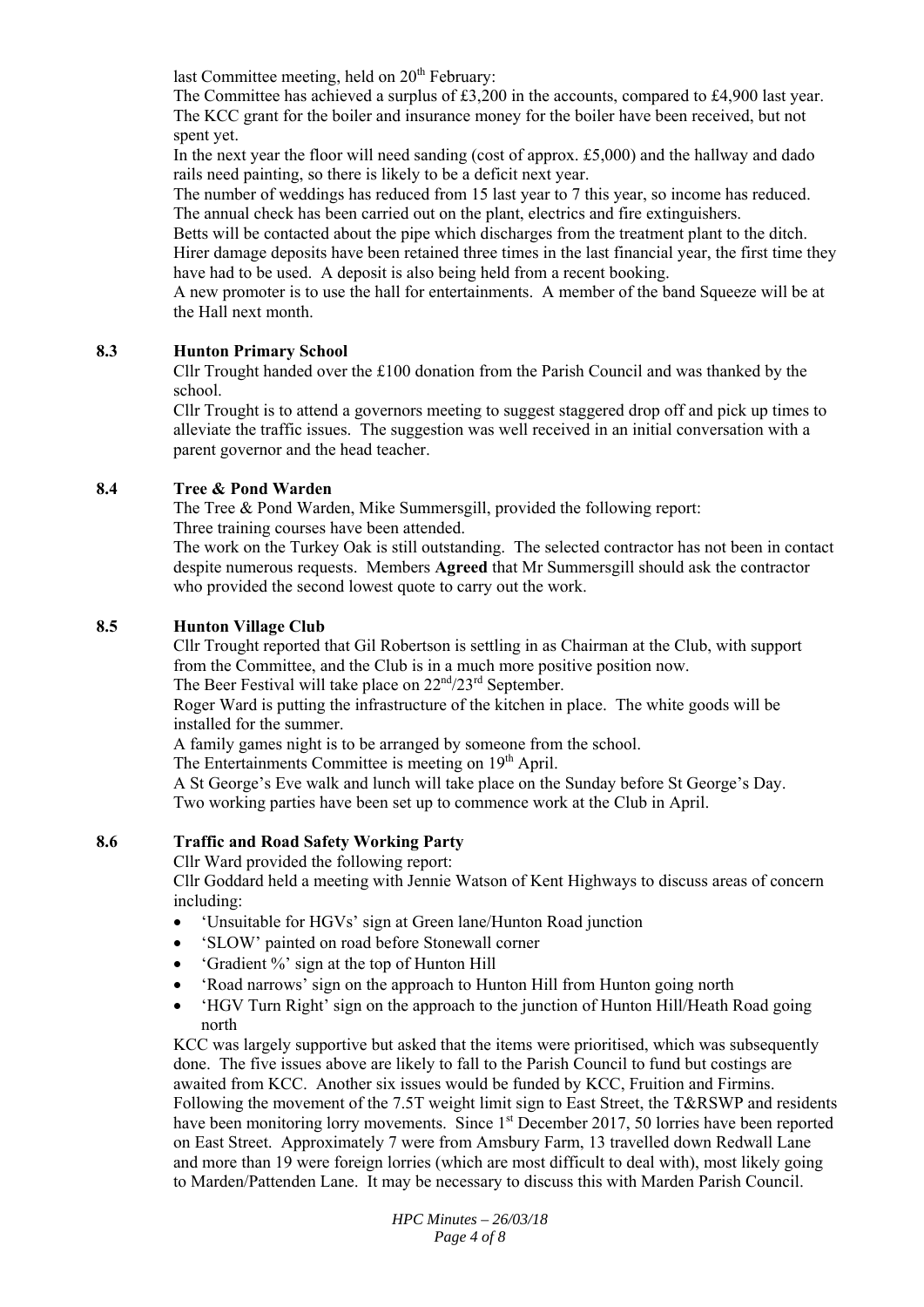last Committee meeting, held on 20th February:

The Committee has achieved a surplus of £3,200 in the accounts, compared to £4,900 last year.

The KCC grant for the boiler and insurance money for the boiler have been received, but not spent yet.

In the next year the floor will need sanding (cost of approx. £5,000) and the hallway and dado rails need painting, so there is likely to be a deficit next year.

The number of weddings has reduced from 15 last year to 7 this year, so income has reduced.

The annual check has been carried out on the plant, electrics and fire extinguishers.

Betts will be contacted about the pipe which discharges from the treatment plant to the ditch.

Hirer damage deposits have been retained three times in the last financial year, the first time they have had to be used. A deposit is also being held from a recent booking.

A new promoter is to use the hall for entertainments. A member of the band Squeeze will be at the Hall next month.

**8.3 Hunton Primary School**

Cllr Trought handed over the £100 donation from the Parish Council and was thanked by the school.

Cllr Trought is to attend a governors meeting to suggest staggered drop off and pick up times to alleviate the traffic issues. The suggestion was well received in an initial conversation with a parent governor and the head teacher.

**8.4 Tree & Pond Warden**

The Tree & Pond Warden, Mike Summersgill, provided the following report:

Three training courses have been attended.

The work on the Turkey Oak is still outstanding. The selected contractor has not been in contact despite numerous requests. Members **Agreed** that Mr Summersgill should ask the contractor who provided the second lowest quote to carry out the work.

**8.5 Hunton Village Club**

Cllr Trought reported that Gil Robertson is settling in as Chairman at the Club, with support from the Committee, and the Club is in a much more positive position now.

The Beer Festival will take place on 22nd/23rd September.

Roger Ward is putting the infrastructure of the kitchen in place. The white goods will be installed for the summer.

A family games night is to be arranged by someone from the school.

The Entertainments Committee is meeting on 19th April.

A St George's Eve walk and lunch will take place on the Sunday before St George's Day.

Two working parties have been set up to commence work at the Club in April.

**8.6 Traffic and Road Safety Working Party**

Cllr Ward provided the following report:

Cllr Goddard held a meeting with Jennie Watson of Kent Highways to discuss areas of concern including:

- 'Unsuitable for HGVs' sign at Green lane/Hunton Road junction
- 'SLOW' painted on road before Stonewall corner
- 'Gradient %' sign at the top of Hunton Hill
- 'Road narrows' sign on the approach to Hunton Hill from Hunton going north
- 'HGV Turn Right' sign on the approach to the junction of Hunton Hill/Heath Road going north

KCC was largely supportive but asked that the items were prioritised, which was subsequently done. The five issues above are likely to fall to the Parish Council to fund but costings are awaited from KCC. Another six issues would be funded by KCC, Fruition and Firmins.

Following the movement of the 7.5T weight limit sign to East Street, the T&RSWP and residents have been monitoring lorry movements. Since 1st December 2017, 50 lorries have been reported on East Street. Approximately 7 were from Amsbury Farm, 13 travelled down Redwall Lane and more than 19 were foreign lorries (which are most difficult to deal with), most likely going to Marden/Pattenden Lane. It may be necessary to discuss this with Marden Parish Council.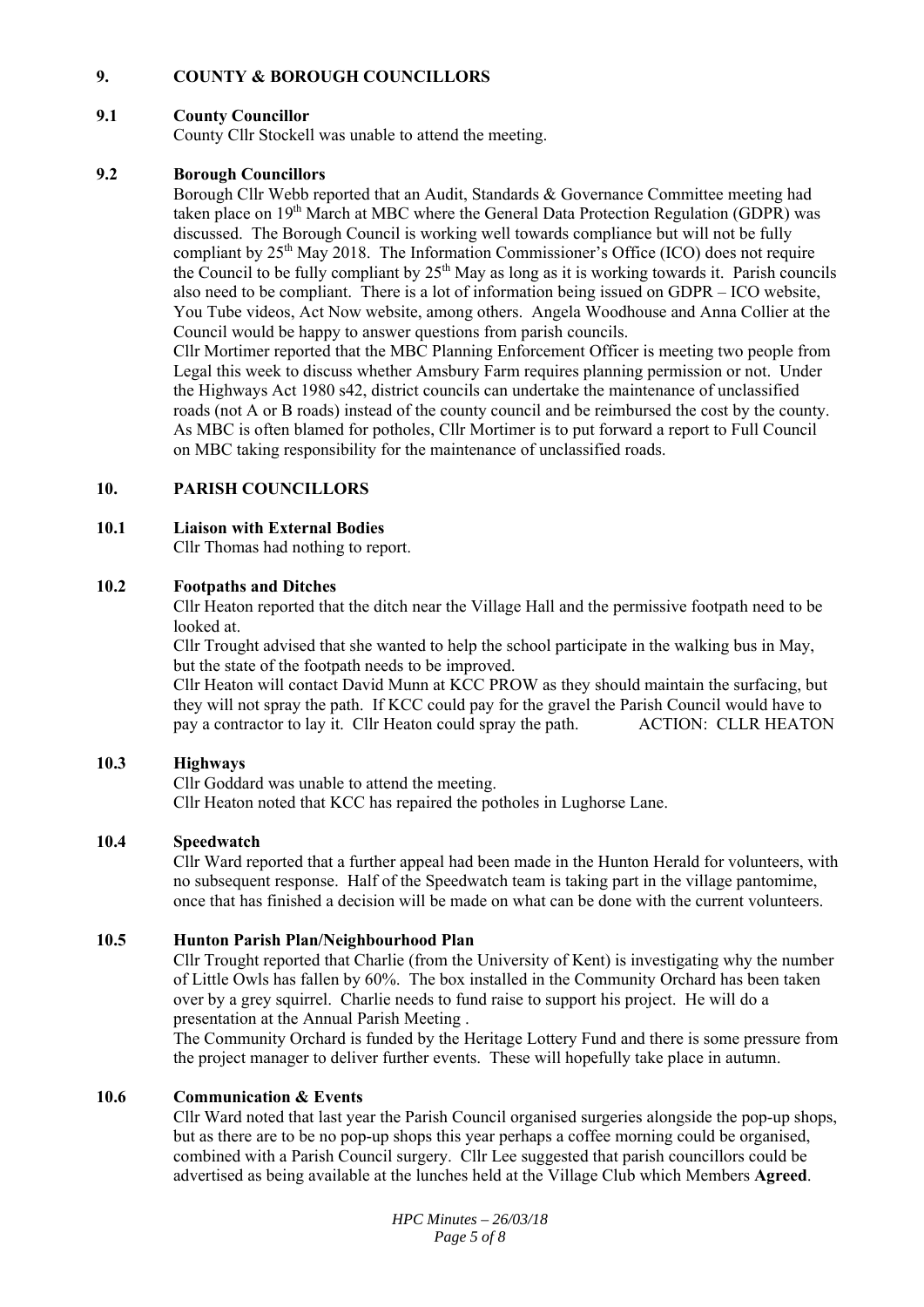## 9. COUNTY & BOROUGH COUNCILLORS

### 9.1 County Councillor

County Cllr Stockell was unable to attend the meeting.

### 9.2 Borough Councillors

Borough Cllr Webb reported that an Audit, Standards & Governance Committee meeting had taken place on 19th March at MBC where the General Data Protection Regulation (GDPR) was discussed. The Borough Council is working well towards compliance but will not be fully compliant by 25th May 2018. The Information Commissioner's Office (ICO) does not require the Council to be fully compliant by 25th May as long as it is working towards it. Parish councils also need to be compliant. There is a lot of information being issued on GDPR – ICO website, You Tube videos, Act Now website, among others. Angela Woodhouse and Anna Collier at the Council would be happy to answer questions from parish councils.

Cllr Mortimer reported that the MBC Planning Enforcement Officer is meeting two people from Legal this week to discuss whether Amsbury Farm requires planning permission or not. Under the Highways Act 1980 s42, district councils can undertake the maintenance of unclassified roads (not A or B roads) instead of the county council and be reimbursed the cost by the county. As MBC is often blamed for potholes, Cllr Mortimer is to put forward a report to Full Council on MBC taking responsibility for the maintenance of unclassified roads.

## 10. PARISH COUNCILLORS

### 10.1 Liaison with External Bodies

Cllr Thomas had nothing to report.

### 10.2 Footpaths and Ditches

Cllr Heaton reported that the ditch near the Village Hall and the permissive footpath need to be looked at.

Cllr Trought advised that she wanted to help the school participate in the walking bus in May, but the state of the footpath needs to be improved.

Cllr Heaton will contact David Munn at KCC PROW as they should maintain the surfacing, but they will not spray the path. If KCC could pay for the gravel the Parish Council would have to pay a contractor to lay it. Cllr Heaton could spray the path. ACTION: CLLR HEATON

### 10.3 Highways

Cllr Goddard was unable to attend the meeting.

Cllr Heaton noted that KCC has repaired the potholes in Lughorse Lane.

### 10.4 Speedwatch

Cllr Ward reported that a further appeal had been made in the Hunton Herald for volunteers, with no subsequent response. Half of the Speedwatch team is taking part in the village pantomime, once that has finished a decision will be made on what can be done with the current volunteers.

### 10.5 Hunton Parish Plan/Neighbourhood Plan

Cllr Trought reported that Charlie (from the University of Kent) is investigating why the number of Little Owls has fallen by 60%. The box installed in the Community Orchard has been taken over by a grey squirrel. Charlie needs to fund raise to support his project. He will do a presentation at the Annual Parish Meeting .

The Community Orchard is funded by the Heritage Lottery Fund and there is some pressure from the project manager to deliver further events. These will hopefully take place in autumn.

### 10.6 Communication & Events

Cllr Ward noted that last year the Parish Council organised surgeries alongside the pop-up shops, but as there are to be no pop-up shops this year perhaps a coffee morning could be organised, combined with a Parish Council surgery. Cllr Lee suggested that parish councillors could be advertised as being available at the lunches held at the Village Club which Members **Agreed**.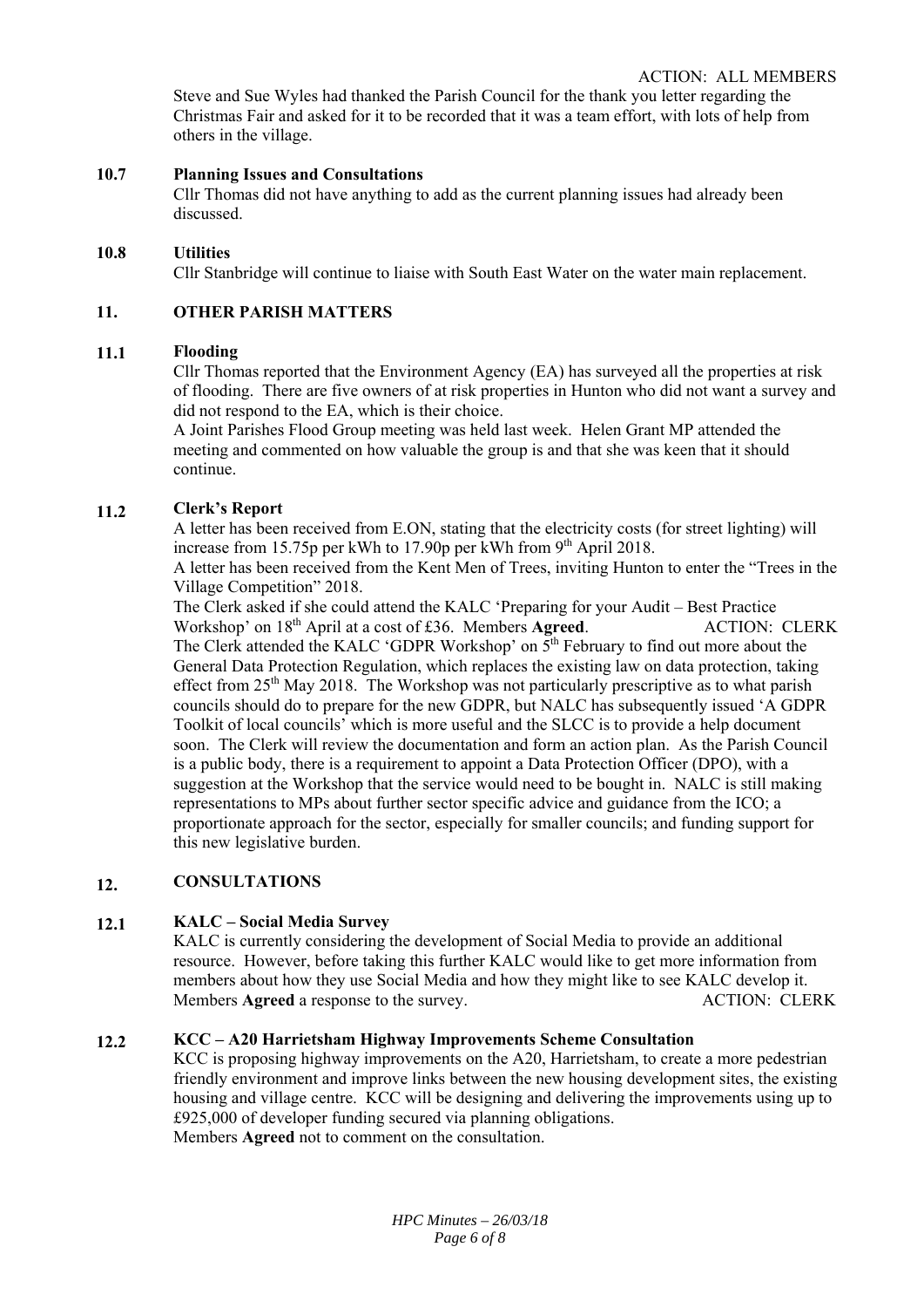ACTION: ALL MEMBERS

Steve and Sue Wyles had thanked the Parish Council for the thank you letter regarding the Christmas Fair and asked for it to be recorded that it was a team effort, with lots of help from others in the village.

**10.7 Planning Issues and Consultations**

Cllr Thomas did not have anything to add as the current planning issues had already been discussed.

**10.8 Utilities**

Cllr Stanbridge will continue to liaise with South East Water on the water main replacement.

## 11. OTHER PARISH MATTERS

**11.1 Flooding**

Cllr Thomas reported that the Environment Agency (EA) has surveyed all the properties at risk of flooding. There are five owners of at risk properties in Hunton who did not want a survey and did not respond to the EA, which is their choice.

A Joint Parishes Flood Group meeting was held last week. Helen Grant MP attended the meeting and commented on how valuable the group is and that she was keen that it should continue.

**11.2 Clerk's Report**

A letter has been received from E.ON, stating that the electricity costs (for street lighting) will increase from 15.75p per kWh to 17.90p per kWh from 9th April 2018.

A letter has been received from the Kent Men of Trees, inviting Hunton to enter the "Trees in the Village Competition" 2018.

The Clerk asked if she could attend the KALC 'Preparing for your Audit – Best Practice Workshop' on 18th April at a cost of £36. Members **Agreed**. ACTION: CLERK

The Clerk attended the KALC 'GDPR Workshop' on 5th February to find out more about the General Data Protection Regulation, which replaces the existing law on data protection, taking effect from 25th May 2018. The Workshop was not particularly prescriptive as to what parish councils should do to prepare for the new GDPR, but NALC has subsequently issued 'A GDPR Toolkit of local councils' which is more useful and the SLCC is to provide a help document soon. The Clerk will review the documentation and form an action plan. As the Parish Council is a public body, there is a requirement to appoint a Data Protection Officer (DPO), with a suggestion at the Workshop that the service would need to be bought in. NALC is still making representations to MPs about further sector specific advice and guidance from the ICO; a proportionate approach for the sector, especially for smaller councils; and funding support for this new legislative burden.

## 12. CONSULTATIONS

**12.1 KALC – Social Media Survey**

KALC is currently considering the development of Social Media to provide an additional resource. However, before taking this further KALC would like to get more information from members about how they use Social Media and how they might like to see KALC develop it. Members **Agreed** a response to the survey. ACTION: CLERK

**12.2 KCC – A20 Harrietsham Highway Improvements Scheme Consultation**

KCC is proposing highway improvements on the A20, Harrietsham, to create a more pedestrian friendly environment and improve links between the new housing development sites, the existing housing and village centre. KCC will be designing and delivering the improvements using up to £925,000 of developer funding secured via planning obligations.

Members **Agreed** not to comment on the consultation.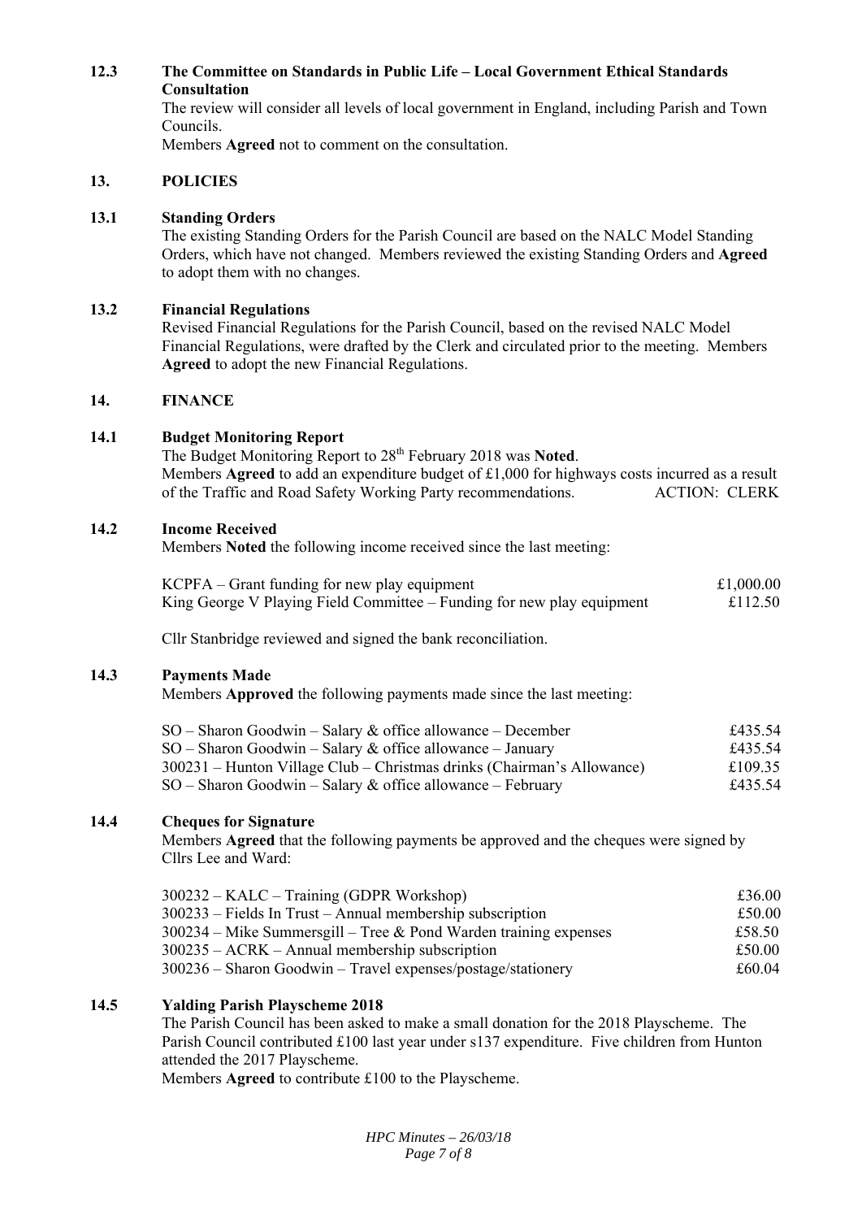**12.3 The Committee on Standards in Public Life – Local Government Ethical Standards Consultation**

The review will consider all levels of local government in England, including Parish and Town Councils.

Members **Agreed** not to comment on the consultation.

## 13. POLICIES

**13.1 Standing Orders**

The existing Standing Orders for the Parish Council are based on the NALC Model Standing Orders, which have not changed. Members reviewed the existing Standing Orders and **Agreed** to adopt them with no changes.

**13.2 Financial Regulations**

Revised Financial Regulations for the Parish Council, based on the revised NALC Model Financial Regulations, were drafted by the Clerk and circulated prior to the meeting. Members **Agreed** to adopt the new Financial Regulations.

## 14. FINANCE

**14.1 Budget Monitoring Report**

The Budget Monitoring Report to 28th February 2018 was **Noted**.

Members **Agreed** to add an expenditure budget of £1,000 for highways costs incurred as a result of the Traffic and Road Safety Working Party recommendations. ACTION: CLERK

**14.2 Income Received**

Members **Noted** the following income received since the last meeting:

| | |
|---|---|
| KCPFA – Grant funding for new play equipment | £1,000.00 |
| King George V Playing Field Committee – Funding for new play equipment | £112.50 |

Cllr Stanbridge reviewed and signed the bank reconciliation.

**14.3 Payments Made**

Members **Approved** the following payments made since the last meeting:

| | |
|---|---|
| SO – Sharon Goodwin – Salary & office allowance – December | £435.54 |
| SO – Sharon Goodwin – Salary & office allowance – January | £435.54 |
| 300231 – Hunton Village Club – Christmas drinks (Chairman's Allowance) | £109.35 |
| SO – Sharon Goodwin – Salary & office allowance – February | £435.54 |

**14.4 Cheques for Signature**

Members **Agreed** that the following payments be approved and the cheques were signed by Cllrs Lee and Ward:

| | |
|---|---|
| 300232 – KALC – Training (GDPR Workshop) | £36.00 |
| 300233 – Fields In Trust – Annual membership subscription | £50.00 |
| 300234 – Mike Summersgill – Tree & Pond Warden training expenses | £58.50 |
| 300235 – ACRK – Annual membership subscription | £50.00 |
| 300236 – Sharon Goodwin – Travel expenses/postage/stationery | £60.04 |

**14.5 Yalding Parish Playscheme 2018**

The Parish Council has been asked to make a small donation for the 2018 Playscheme. The Parish Council contributed £100 last year under s137 expenditure. Five children from Hunton attended the 2017 Playscheme.

Members **Agreed** to contribute £100 to the Playscheme.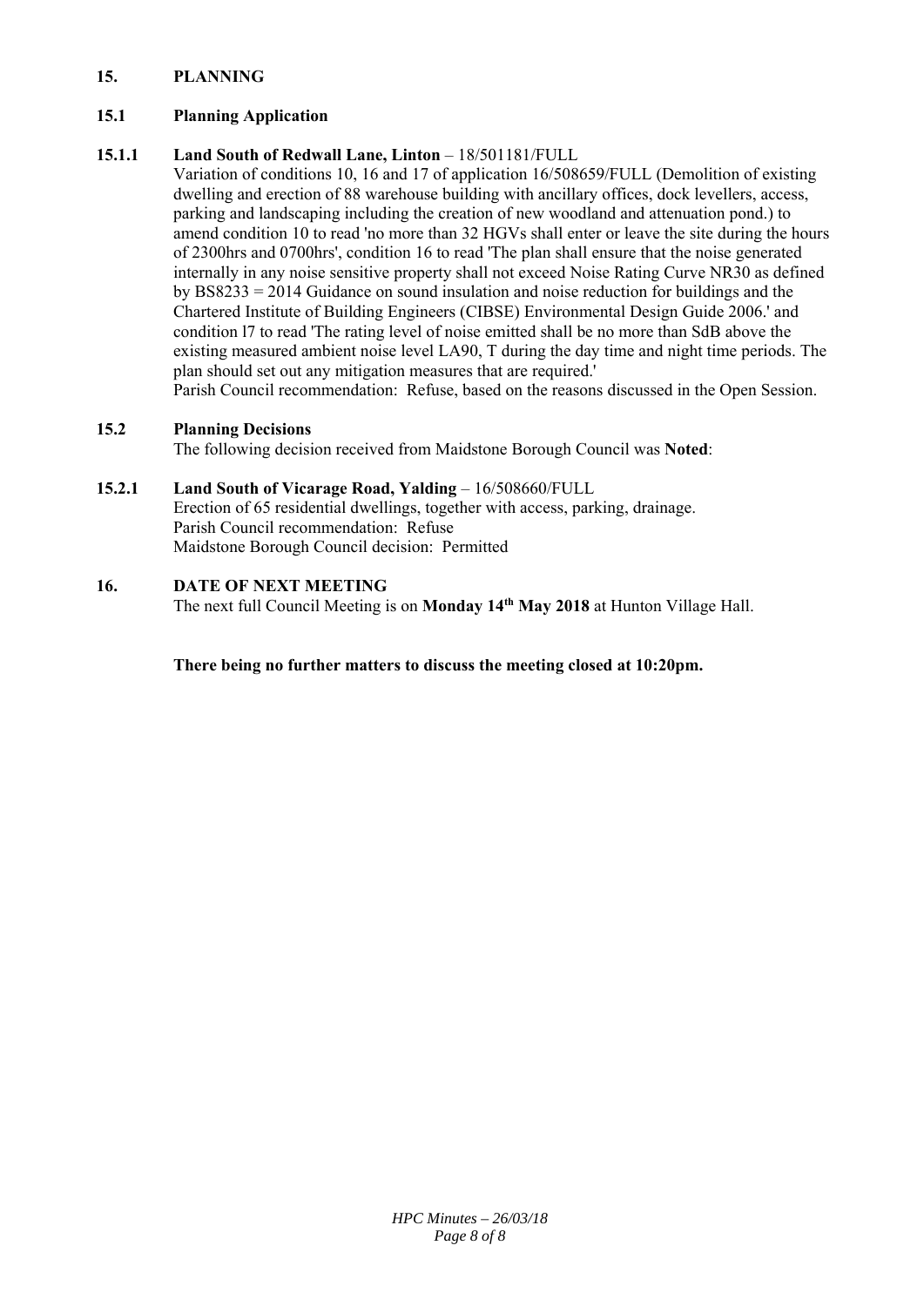## 15. PLANNING

### 15.1 Planning Application

**15.1.1 Land South of Redwall Lane, Linton** – 18/501181/FULL

Variation of conditions 10, 16 and 17 of application 16/508659/FULL (Demolition of existing dwelling and erection of 88 warehouse building with ancillary offices, dock levellers, access, parking and landscaping including the creation of new woodland and attenuation pond.) to amend condition 10 to read 'no more than 32 HGVs shall enter or leave the site during the hours of 2300hrs and 0700hrs', condition 16 to read 'The plan shall ensure that the noise generated internally in any noise sensitive property shall not exceed Noise Rating Curve NR30 as defined by BS8233 = 2014 Guidance on sound insulation and noise reduction for buildings and the Chartered Institute of Building Engineers (CIBSE) Environmental Design Guide 2006.' and condition l7 to read 'The rating level of noise emitted shall be no more than SdB above the existing measured ambient noise level LA90, T during the day time and night time periods. The plan should set out any mitigation measures that are required.'

Parish Council recommendation: Refuse, based on the reasons discussed in the Open Session.

### 15.2 Planning Decisions

The following decision received from Maidstone Borough Council was **Noted**:

**15.2.1 Land South of Vicarage Road, Yalding** – 16/508660/FULL

Erection of 65 residential dwellings, together with access, parking, drainage.
Parish Council recommendation: Refuse
Maidstone Borough Council decision: Permitted

## 16. DATE OF NEXT MEETING

The next full Council Meeting is on **Monday 14th May 2018** at Hunton Village Hall.

**There being no further matters to discuss the meeting closed at 10:20pm.**